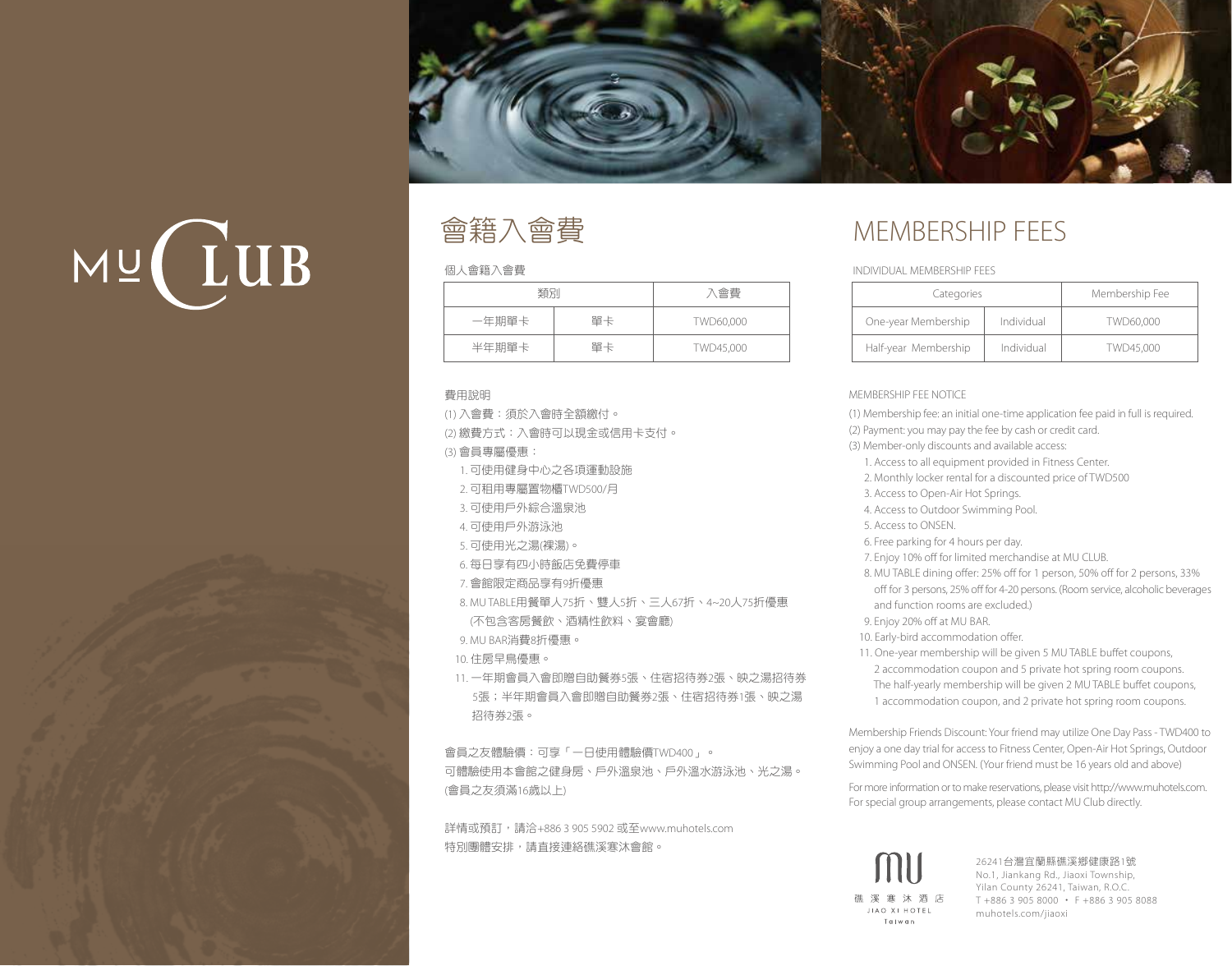MU CLUB

# 會籍入會費

個人會籍入會費

| 類別 | | 入會費 |
|---|---|---|
| 一年期單卡 | 單卡 | TWD60,000 |
| 半年期單卡 | 單卡 | TWD45,000 |

費用說明

(1) 入會費：須於入會時全額繳付。
(2) 繳費方式：入會時可以現金或信用卡支付。
(3) 會員專屬優惠：

1. 可使用健身中心之各項運動設施
2. 可租用專屬置物櫃TWD500/月
3. 可使用戶外綜合溫泉池
4. 可使用戶外游泳池
5. 可使用光之湯(裸湯)。
6. 每日享有四小時飯店免費停車
7. 會館限定商品享有9折優惠
8. MU TABLE用餐單人75折、雙人5折、三人67折、4~20人75折優惠 (不包含客房餐飲、酒精性飲料、宴會廳)
9. MU BAR消費8折優惠。
10. 住房早鳥優惠。
11. 一年期會員入會即贈自助餐券5張、住宿招待券2張、映之湯招待券5張；半年期會員入會即贈自助餐券2張、住宿招待券1張、映之湯招待券2張。

會員之友體驗價：可享「一日使用體驗價TWD400」。
可體驗使用本會館之健身房、戶外溫泉池、戶外溫水游泳池、光之湯。
(會員之友須滿16歲以上)

詳情或預訂，請洽+886 3 905 5902 或至www.muhotels.com
特別團體安排，請直接連絡礁溪寒沐會館。

# MEMBERSHIP FEES

INDIVIDUAL MEMBERSHIP FEES

| Categories | | Membership Fee |
|---|---|---|
| One-year Membership | Individual | TWD60,000 |
| Half-year Membership | Individual | TWD45,000 |

MEMBERSHIP FEE NOTICE

(1) Membership fee: an initial one-time application fee paid in full is required.
(2) Payment: you may pay the fee by cash or credit card.
(3) Member-only discounts and available access:

1. Access to all equipment provided in Fitness Center.
2. Monthly locker rental for a discounted price of TWD500
3. Access to Open-Air Hot Springs.
4. Access to Outdoor Swimming Pool.
5. Access to ONSEN.
6. Free parking for 4 hours per day.
7. Enjoy 10% off for limited merchandise at MU CLUB.
8. MU TABLE dining offer: 25% off for 1 person, 50% off for 2 persons, 33% off for 3 persons, 25% off for 4-20 persons. (Room service, alcoholic beverages and function rooms are excluded.)
9. Enjoy 20% off at MU BAR.
10. Early-bird accommodation offer.
11. One-year membership will be given 5 MU TABLE buffet coupons, 2 accommodation coupon and 5 private hot spring room coupons. The half-yearly membership will be given 2 MU TABLE buffet coupons, 1 accommodation coupon, and 2 private hot spring room coupons.

Membership Friends Discount: Your friend may utilize One Day Pass - TWD400 to enjoy a one day trial for access to Fitness Center, Open-Air Hot Springs, Outdoor Swimming Pool and ONSEN. (Your friend must be 16 years old and above)

For more information or to make reservations, please visit http://www.muhotels.com. For special group arrangements, please contact MU Club directly.

MU 礁溪寒沐酒店 JIAO XI HOTEL Taiwan

26241台灣宜蘭縣礁溪鄉健康路1號
No.1, Jiankang Rd., Jiaoxi Township, Yilan County 26241, Taiwan, R.O.C.
T +886 3 905 8000 ・ F +886 3 905 8088
muhotels.com/jiaoxi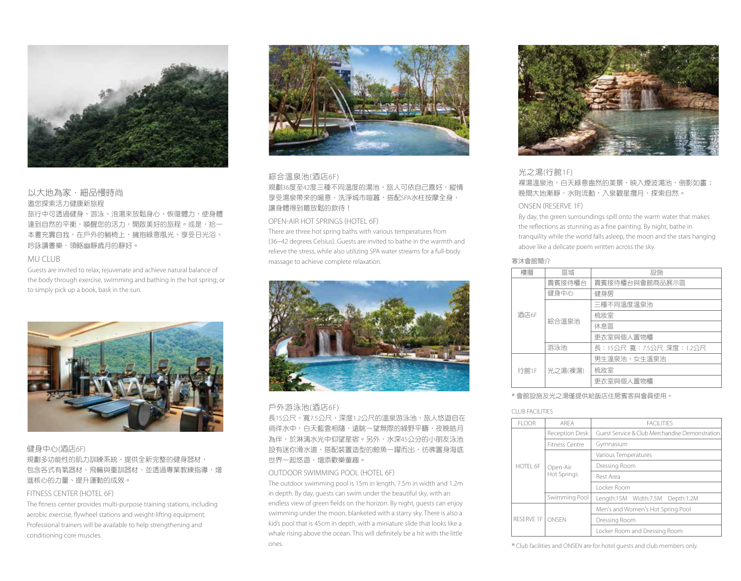## 以大地為家，細品慢時尚

邀您探索活力健康新旅程

旅行中可透過健身、游泳、泡湯來放鬆身心、恢復體力，使身體達到自然的平衡，喚醒您的活力，開啟美好的旅程。或是，拾一本書充實自我，在戶外的躺椅上，擁抱綠意風光、享受日光浴、吟詠讀書樂，領略幽靜歲月的靜好。

### MU CLUB

Guests are invited to relax, rejuvenate and achieve natural balance of the body through exercise, swimming and bathing in the hot spring; or to simply pick up a book, bask in the sun.

### 健身中心(酒店6F)

規劃多功能性的肌力訓練系統，提供全新完整的健身器材，包含各式有氧器材、飛輪與重訓器材，並透過專業教練指導，增進核心的力量、提升運動的成效。

### FITNESS CENTER (HOTEL 6F)

The fitness center provides multi-purpose training stations, including aerobic exercise, flywheel stations and weight-lifting equipment. Professional trainers will be available to help strengthening and conditioning core muscles.

### 綜合溫泉池(酒店6F)

規劃36度至42度三種不同溫度的湯池，旅人可依自己喜好，縱情享受湯泉帶來的暖意，洗淨城市喧囂，搭配SPA水柱按摩全身，讓身體得到最放鬆的款待！

### OPEN-AIR HOT SPRINGS (HOTEL 6F)

There are three hot spring baths with various temperatures from (36~42 degrees Celsius). Guests are invited to bathe in the warmth and relieve the stress, while also utilizing SPA water streams for a full-body massage to achieve complete relaxation.

### 戶外游泳池(酒店6F)

長15公尺、寬7.5公尺，深度1.2公尺的溫泉游泳池，旅人悠遊自在徜徉水中，白天藍雲相隨，遠眺一望無際的綠野平疇，夜晚皓月為伴，於淋漓水光中仰望星宿。另外，水深45公分的小朋友泳池設有迷你滑水道，搭配裝置造型的鯨魚一躍而出，彷彿置身海底世界一起悠遊，增添歡樂童趣。

### OUTDOOR SWIMMING POOL (HOTEL 6F)

The outdoor swimming pool is 15m in length, 7.5m in width and 1.2m in depth. By day, guests can swim under the beautiful sky, with an endless view of green fields on the horizon. By night, guests can enjoy swimming under the moon, blanketed with a starry sky. There is also a kid's pool that is 45cm in depth, with a miniature slide that looks like a whale rising above the ocean. This will definitely be a hit with the little ones.

### 光之湯(行館1F)

裸湯溫泉池，白天綠意盎然的美景，映入煙波湯池，倒影如畫；晚間大地漸靜，水則流動，入泉觀星攬月，探索自然。

### ONSEN (RESERVE 1F)

By day, the green surroundings spill onto the warm water that makes the reflections as stunning as a fine painting. By night, bathe in tranquility while the world falls asleep, the moon and the stars hanging above like a delicate poem written across the sky.

寒沐會館簡介

| 樓層 | 區域 | 設施 |
|---|---|---|
| 酒店6F | 貴賓接待櫃台 | 貴賓接待櫃台與會館商品展示區 |
| | 健身中心 | 健身房 |
| | 綜合溫泉池 | 三種不同溫度溫泉池 |
| | | 梳妝室 |
| | | 休息區 |
| | | 更衣室與個人置物櫃 |
| | 游泳池 | 長：15公尺 寬：7.5公尺 深度：1.2公尺 |
| 行館1F | 光之湯(裸湯) | 男生溫泉池、女生溫泉池 |
| | | 梳妝室 |
| | | 更衣室與個人置物櫃 |

* 會館設施及光之湯僅提供給飯店住房賓客與會員使用。

CLUB FACILITIES

| FLOOR | AREA | FACILITIES |
|---|---|---|
| HOTEL 6F | Reception Desk | Guest Service & Club Merchandise Demonstration |
| | Fitness Centre | Gymnasium |
| | Open-Air Hot Springs | Various Temperatures |
| | | Dressing Room |
| | | Rest Area |
| | | Locker Room |
| | Swimming Pool | Length:15M Width:7.5M Depth:1.2M |
| RESERVE 1F | ONSEN | Men's and Women's Hot Spring Pool |
| | | Dressing Room |
| | | Locker Room and Dressing Room |

* Club facilities and ONSEN are for hotel guests and club members only.